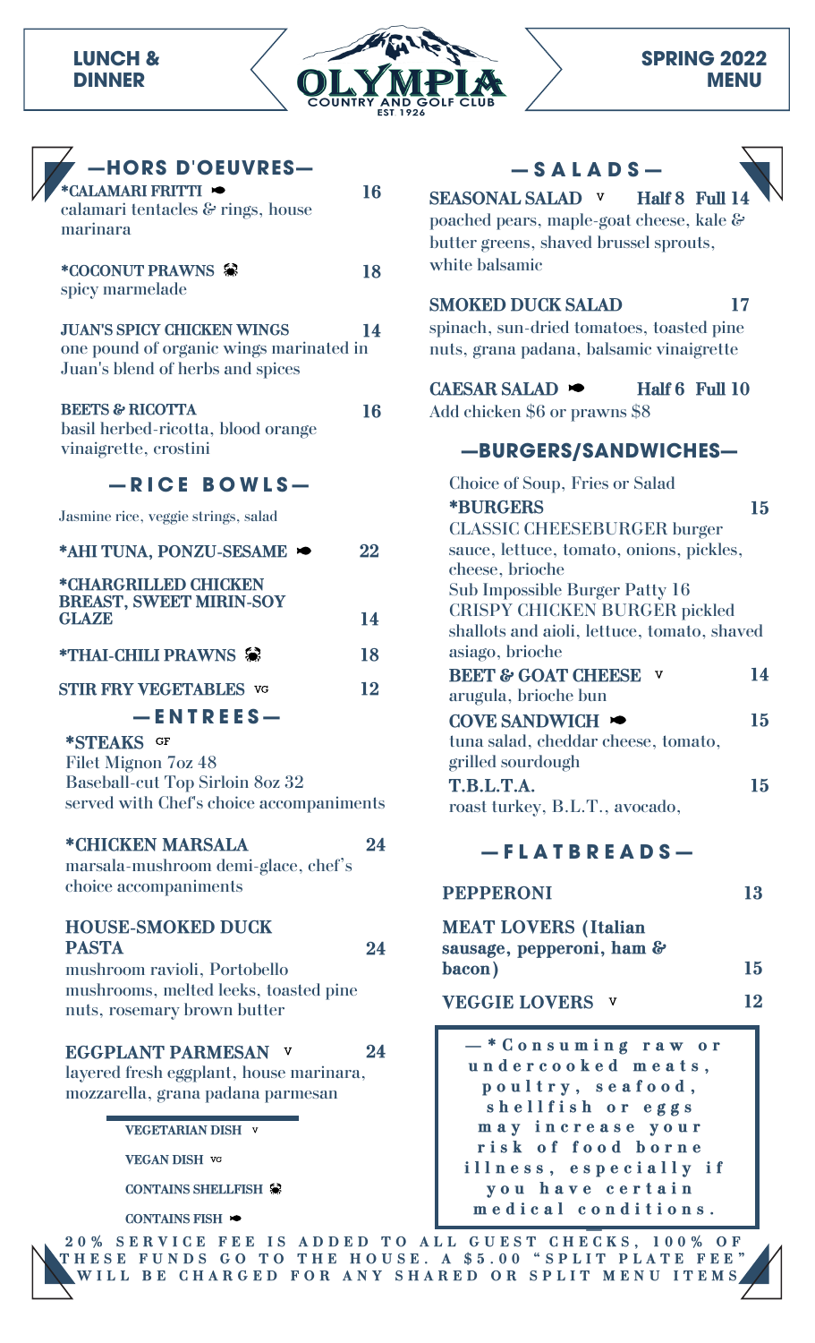LUNCH & DINNER

# OLYMPIA
COUNTRY AND GOLF CLUB
EST 1926

SPRING 2022 MENU

## —HORS D'OEUVRES—

**\*CALAMARI FRITTI** (fish) — 16
calamari tentacles & rings, house marinara

**\*COCONUT PRAWNS** (shellfish) — 18
spicy marmelade

**JUAN'S SPICY CHICKEN WINGS** — 14
one pound of organic wings marinated in Juan's blend of herbs and spices

**BEETS & RICOTTA** — 16
basil herbed-ricotta, blood orange vinaigrette, crostini

## —RICE BOWLS—

Jasmine rice, veggie strings, salad

**\*AHI TUNA, PONZU-SESAME** (fish) — 22

**\*CHARGRILLED CHICKEN BREAST, SWEET MIRIN-SOY GLAZE** — 14

**\*THAI-CHILI PRAWNS** (shellfish) — 18

**STIR FRY VEGETABLES** VG — 12

## —ENTREES—

**\*STEAKS** GF
Filet Mignon 7oz 48
Baseball-cut Top Sirloin 8oz 32
served with Chef's choice accompaniments

**\*CHICKEN MARSALA** — 24
marsala-mushroom demi-glace, chef's choice accompaniments

**HOUSE-SMOKED DUCK PASTA** — 24
mushroom ravioli, Portobello mushrooms, melted leeks, toasted pine nuts, rosemary brown butter

**EGGPLANT PARMESAN** V — 24
layered fresh eggplant, house marinara, mozzarella, grana padana parmesan

VEGETARIAN DISH V
VEGAN DISH VG
CONTAINS SHELLFISH (shellfish)
CONTAINS FISH (fish)

## —SALADS—

**SEASONAL SALAD** V — Half 8 Full 14
poached pears, maple-goat cheese, kale & butter greens, shaved brussel sprouts, white balsamic

**SMOKED DUCK SALAD** — 17
spinach, sun-dried tomatoes, toasted pine nuts, grana padana, balsamic vinaigrette

**CAESAR SALAD** (fish) — Half 6 Full 10
Add chicken $6 or prawns $8

## —BURGERS/SANDWICHES—

Choice of Soup, Fries or Salad

**\*BURGERS** — 15
CLASSIC CHEESEBURGER burger sauce, lettuce, tomato, onions, pickles, cheese, brioche
Sub Impossible Burger Patty 16
CRISPY CHICKEN BURGER pickled shallots and aioli, lettuce, tomato, shaved asiago, brioche

**BEET & GOAT CHEESE** V — 14
arugula, brioche bun

**COVE SANDWICH** (fish) — 15
tuna salad, cheddar cheese, tomato, grilled sourdough

**T.B.L.T.A.** — 15
roast turkey, B.L.T., avocado,

## —FLATBREADS—

**PEPPERONI** — 13

**MEAT LOVERS (Italian sausage, pepperoni, ham & bacon)** — 15

**VEGGIE LOVERS** V — 12

—\*Consuming raw or undercooked meats, poultry, seafood, shellfish or eggs may increase your risk of food borne illness, especially if you have certain medical conditions.

20% SERVICE FEE IS ADDED TO ALL GUEST CHECKS, 100% OF THESE FUNDS GO TO THE HOUSE. A $5.00 "SPLIT PLATE FEE" WILL BE CHARGED FOR ANY SHARED OR SPLIT MENU ITEMS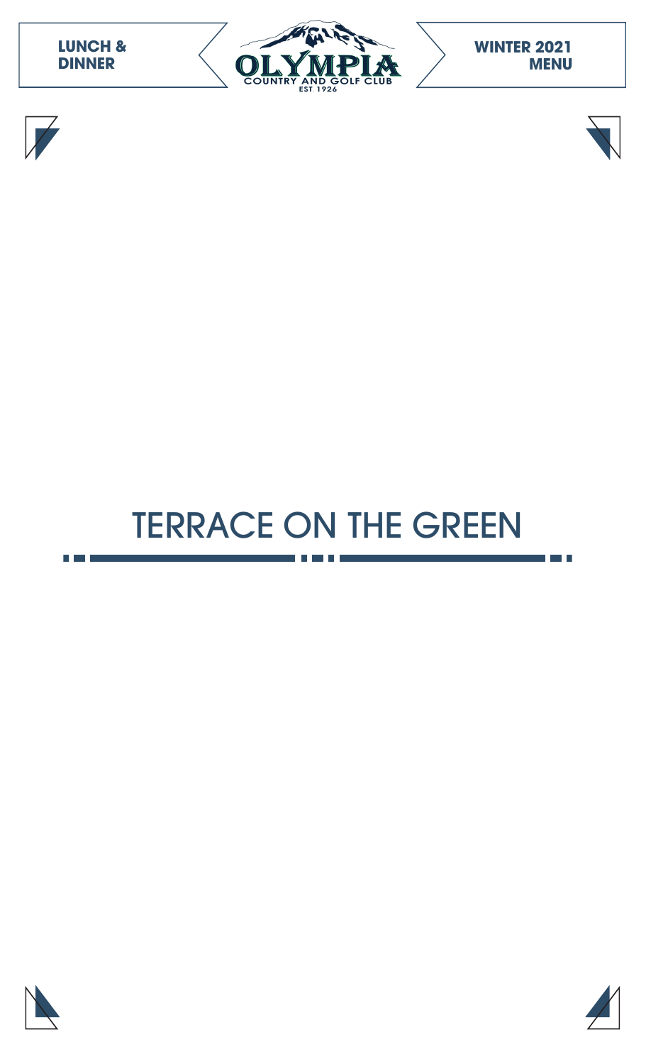LUNCH & DINNER

OLYMPIA COUNTRY AND GOLF CLUB
EST. 1926

WINTER 2021 MENU

# TERRACE ON THE GREEN